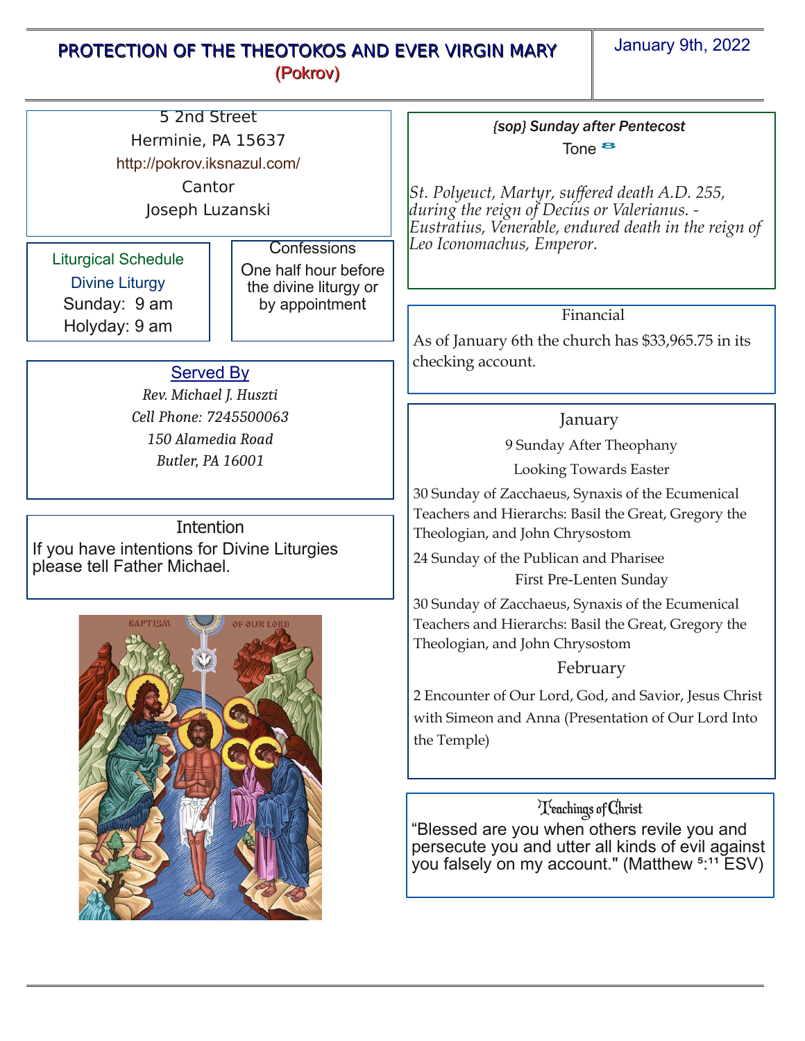# PROTECTION OF THE THEOTOKOS AND EVER VIRGIN MARY
## (Pokrov)

January 9th, 2022

5 2nd Street
Herminie, PA 15637
http://pokrov.iksnazul.com/
Cantor
Joseph Luzanski

### Liturgical Schedule

Divine Liturgy
Sunday: 9 am
Holyday: 9 am

### Confessions

One half hour before the divine liturgy or by appointment

### Served By

*Rev. Michael J. Huszti*
*Cell Phone: 7245500063*
*150 Alamedia Road*
*Butler, PA 16001*

### Intention

If you have intentions for Divine Liturgies please tell Father Michael.

*{sop} Sunday after Pentecost*
Tone 8

*St. Polyeuct, Martyr, suffered death A.D. 255, during the reign of Decius or Valerianus. - Eustratius, Venerable, endured death in the reign of Leo Iconomachus, Emperor.*

### Financial

As of January 6th the church has $33,965.75 in its checking account.

### January

9 Sunday After Theophany
Looking Towards Easter

30 Sunday of Zacchaeus, Synaxis of the Ecumenical Teachers and Hierarchs: Basil the Great, Gregory the Theologian, and John Chrysostom

24 Sunday of the Publican and Pharisee
First Pre-Lenten Sunday

30 Sunday of Zacchaeus, Synaxis of the Ecumenical Teachers and Hierarchs: Basil the Great, Gregory the Theologian, and John Chrysostom

### February

2 Encounter of Our Lord, God, and Savior, Jesus Christ with Simeon and Anna (Presentation of Our Lord Into the Temple)

### Teachings of Christ

"Blessed are you when others revile you and persecute you and utter all kinds of evil against you falsely on my account." (Matthew 5:11 ESV)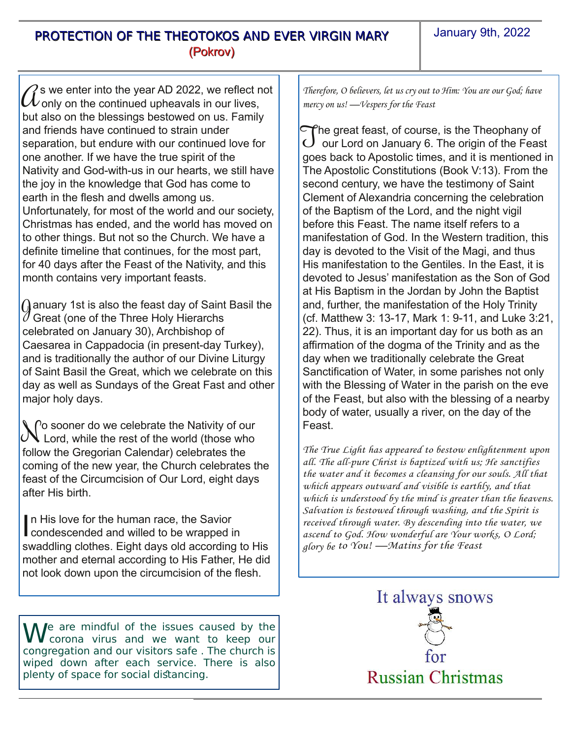## PROTECTION OF THE THEOTOKOS AND EVER VIRGIN MARY
### (Pokrov)

January 9th, 2022

As we enter into the year AD 2022, we reflect not only on the continued upheavals in our lives, but also on the blessings bestowed on us. Family and friends have continued to strain under separation, but endure with our continued love for one another. If we have the true spirit of the Nativity and God-with-us in our hearts, we still have the joy in the knowledge that God has come to earth in the flesh and dwells among us. Unfortunately, for most of the world and our society, Christmas has ended, and the world has moved on to other things. But not so the Church. We have a definite timeline that continues, for the most part, for 40 days after the Feast of the Nativity, and this month contains very important feasts.

January 1st is also the feast day of Saint Basil the Great (one of the Three Holy Hierarchs celebrated on January 30), Archbishop of Caesarea in Cappadocia (in present-day Turkey), and is traditionally the author of our Divine Liturgy of Saint Basil the Great, which we celebrate on this day as well as Sundays of the Great Fast and other major holy days.

No sooner do we celebrate the Nativity of our Lord, while the rest of the world (those who follow the Gregorian Calendar) celebrates the coming of the new year, the Church celebrates the feast of the Circumcision of Our Lord, eight days after His birth.

In His love for the human race, the Savior condescended and willed to be wrapped in swaddling clothes. Eight days old according to His mother and eternal according to His Father, He did not look down upon the circumcision of the flesh.

*Therefore, O believers, let us cry out to Him: You are our God; have mercy on us! —Vespers for the Feast*

The great feast, of course, is the Theophany of our Lord on January 6. The origin of the Feast goes back to Apostolic times, and it is mentioned in The Apostolic Constitutions (Book V:13). From the second century, we have the testimony of Saint Clement of Alexandria concerning the celebration of the Baptism of the Lord, and the night vigil before this Feast. The name itself refers to a manifestation of God. In the Western tradition, this day is devoted to the Visit of the Magi, and thus His manifestation to the Gentiles. In the East, it is devoted to Jesus' manifestation as the Son of God at His Baptism in the Jordan by John the Baptist and, further, the manifestation of the Holy Trinity (cf. Matthew 3: 13-17, Mark 1: 9-11, and Luke 3:21, 22). Thus, it is an important day for us both as an affirmation of the dogma of the Trinity and as the day when we traditionally celebrate the Great Sanctification of Water, in some parishes not only with the Blessing of Water in the parish on the eve of the Feast, but also with the blessing of a nearby body of water, usually a river, on the day of the Feast.

*The True Light has appeared to bestow enlightenment upon all. The all-pure Christ is baptized with us; He sanctifies the water and it becomes a cleansing for our souls. All that which appears outward and visible is earthly, and that which is understood by the mind is greater than the heavens. Salvation is bestowed through washing, and the Spirit is received through water. By descending into the water, we ascend to God. How wonderful are Your works, O Lord; glory be to You! —Matins for the Feast*

We are mindful of the issues caused by the corona virus and we want to keep our congregation and our visitors safe . The church is wiped down after each service. There is also plenty of space for social distancing.

It always snows for Russian Christmas